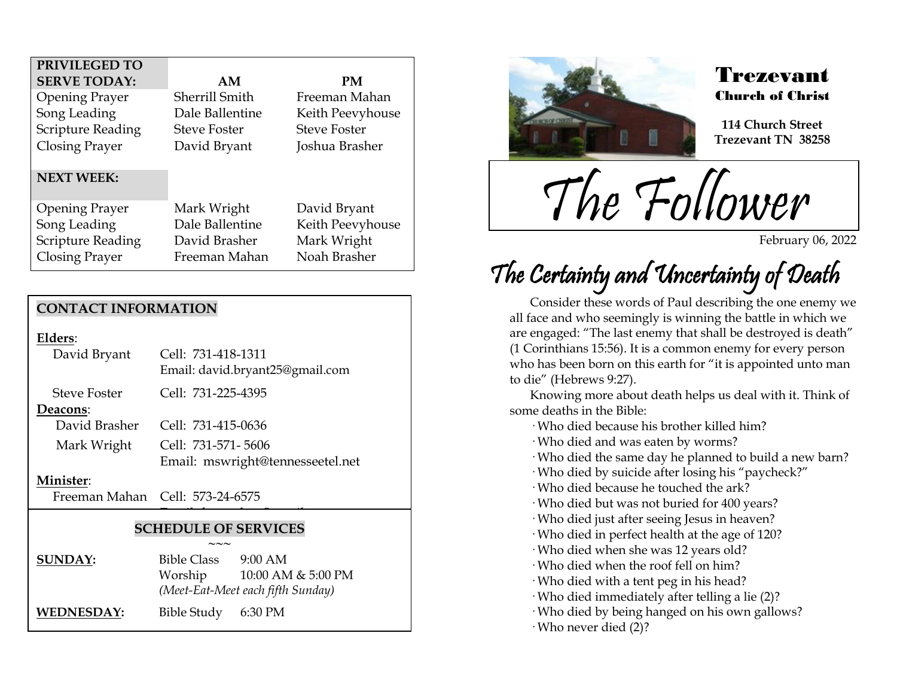| PRIVILEGED TO SERVE TODAY: | AM | PM |
|---|---|---|
| Opening Prayer | Sherrill Smith | Freeman Mahan |
| Song Leading | Dale Ballentine | Keith Peevyhouse |
| Scripture Reading | Steve Foster | Steve Foster |
| Closing Prayer | David Bryant | Joshua Brasher |
| **NEXT WEEK:** | | |
| Opening Prayer | Mark Wright | David Bryant |
| Song Leading | Dale Ballentine | Keith Peevyhouse |
| Scripture Reading | David Brasher | Mark Wright |
| Closing Prayer | Freeman Mahan | Noah Brasher |

## CONTACT INFORMATION

**Elders**:

David Bryant — Cell: 731-418-1311
Email: david.bryant25@gmail.com

Steve Foster — Cell: 731-225-4395

**Deacons**:

David Brasher — Cell: 731-415-0636

Mark Wright — Cell: 731-571- 5606
Email: mswright@tennesseetel.net

**Minister**:

Freeman Mahan — Cell: 573-24-6575

## SCHEDULE OF SERVICES

~~~

**SUNDAY:** Bible Class 9:00 AM
Worship 10:00 AM & 5:00 PM
*(Meet-Eat-Meet each fifth Sunday)*

**WEDNESDAY:** Bible Study 6:30 PM

# Trezevant
## Church of Christ

**114 Church Street**
**Trezevant TN 38258**

# The Follower

February 06, 2022

## The Certainty and Uncertainty of Death

Consider these words of Paul describing the one enemy we all face and who seemingly is winning the battle in which we are engaged: “The last enemy that shall be destroyed is death” (1 Corinthians 15:56). It is a common enemy for every person who has been born on this earth for “it is appointed unto man to die” (Hebrews 9:27).

Knowing more about death helps us deal with it. Think of some deaths in the Bible:

- Who died because his brother killed him?
- Who died and was eaten by worms?
- Who died the same day he planned to build a new barn?
- Who died by suicide after losing his “paycheck?”
- Who died because he touched the ark?
- Who died but was not buried for 400 years?
- Who died just after seeing Jesus in heaven?
- Who died in perfect health at the age of 120?
- Who died when she was 12 years old?
- Who died when the roof fell on him?
- Who died with a tent peg in his head?
- Who died immediately after telling a lie (2)?
- Who died by being hanged on his own gallows?
- Who never died (2)?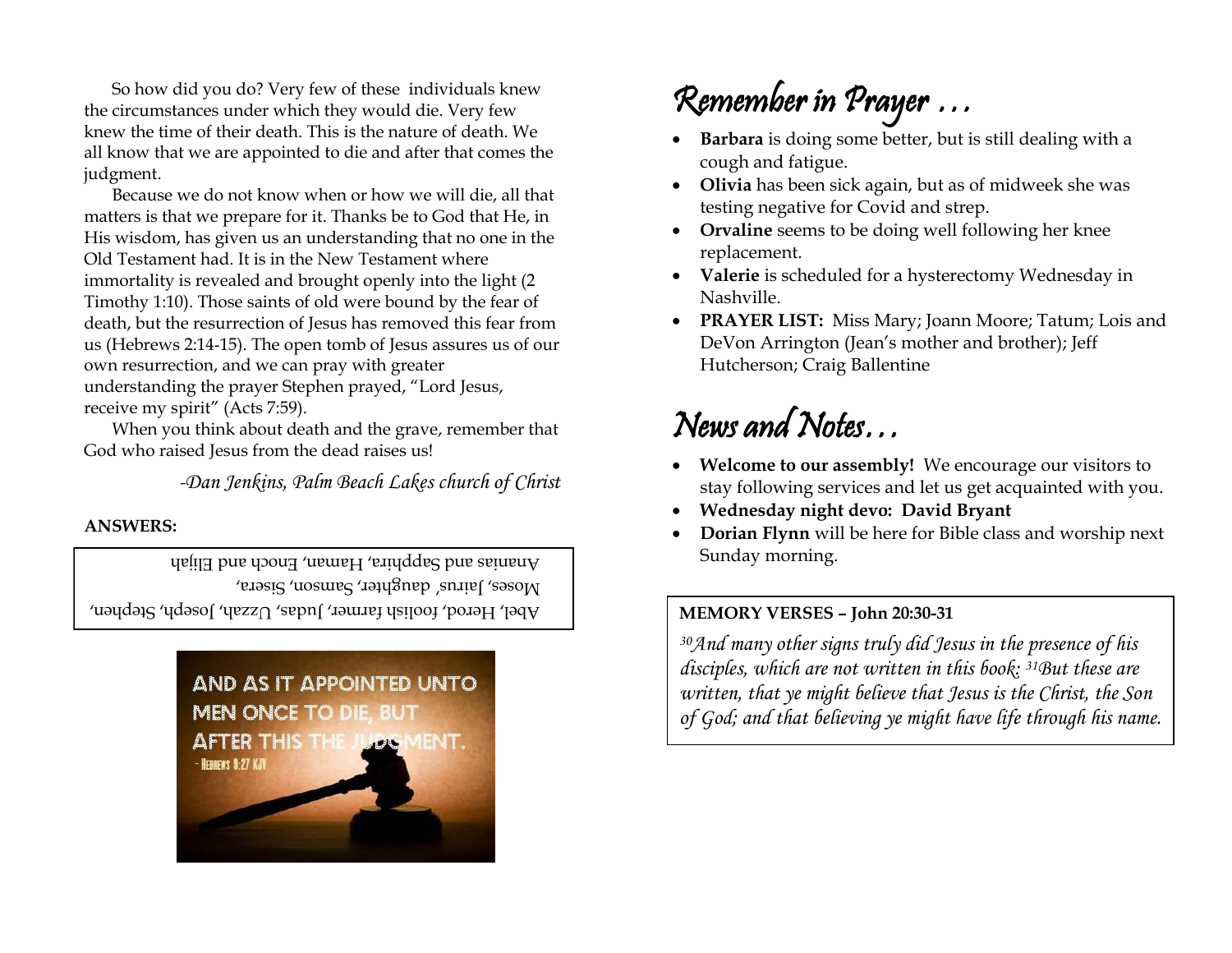So how did you do? Very few of these individuals knew the circumstances under which they would die. Very few knew the time of their death. This is the nature of death. We all know that we are appointed to die and after that comes the judgment.

Because we do not know when or how we will die, all that matters is that we prepare for it. Thanks be to God that He, in His wisdom, has given us an understanding that no one in the Old Testament had. It is in the New Testament where immortality is revealed and brought openly into the light (2 Timothy 1:10). Those saints of old were bound by the fear of death, but the resurrection of Jesus has removed this fear from us (Hebrews 2:14-15). The open tomb of Jesus assures us of our own resurrection, and we can pray with greater understanding the prayer Stephen prayed, "Lord Jesus, receive my spirit" (Acts 7:59).

When you think about death and the grave, remember that God who raised Jesus from the dead raises us!

*-Dan Jenkins, Palm Beach Lakes church of Christ*

**ANSWERS:**

Abel, Herod, foolish farmer, Judas, Uzzah, Joseph, Stephen, Moses, Jairus' daughter, Samson, Sisera, Ananias and Sapphira, Haman, Enoch and Elijah

AND AS IT APPOINTED UNTO MEN ONCE TO DIE, BUT AFTER THIS THE JUDGMENT.
- HEBREWS 9:27 KJV

# Remember in Prayer ...

- **Barbara** is doing some better, but is still dealing with a cough and fatigue.
- **Olivia** has been sick again, but as of midweek she was testing negative for Covid and strep.
- **Orvaline** seems to be doing well following her knee replacement.
- **Valerie** is scheduled for a hysterectomy Wednesday in Nashville.
- **PRAYER LIST:** Miss Mary; Joann Moore; Tatum; Lois and DeVon Arrington (Jean's mother and brother); Jeff Hutcherson; Craig Ballentine

# News and Notes...

- **Welcome to our assembly!** We encourage our visitors to stay following services and let us get acquainted with you.
- **Wednesday night devo: David Bryant**
- **Dorian Flynn** will be here for Bible class and worship next Sunday morning.

**MEMORY VERSES – John 20:30-31**

*[30]And many other signs truly did Jesus in the presence of his disciples, which are not written in this book: [31]But these are written, that ye might believe that Jesus is the Christ, the Son of God; and that believing ye might have life through his name.*